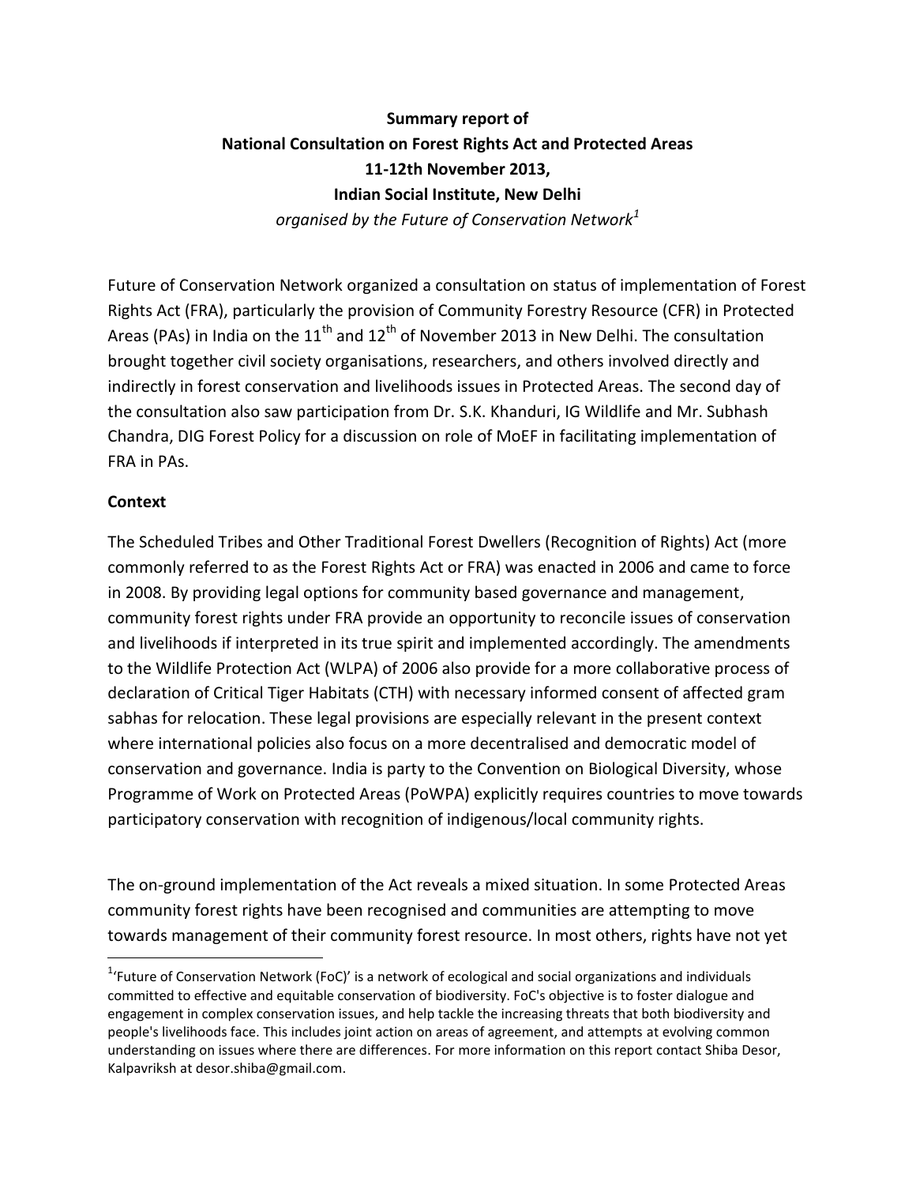**Summary report of**
**National Consultation on Forest Rights Act and Protected Areas**
**11-12th November 2013,**
**Indian Social Institute, New Delhi**
*organised by the Future of Conservation Network*[1]

Future of Conservation Network organized a consultation on status of implementation of Forest Rights Act (FRA), particularly the provision of Community Forestry Resource (CFR) in Protected Areas (PAs) in India on the 11th and 12th of November 2013 in New Delhi. The consultation brought together civil society organisations, researchers, and others involved directly and indirectly in forest conservation and livelihoods issues in Protected Areas. The second day of the consultation also saw participation from Dr. S.K. Khanduri, IG Wildlife and Mr. Subhash Chandra, DIG Forest Policy for a discussion on role of MoEF in facilitating implementation of FRA in PAs.

**Context**

The Scheduled Tribes and Other Traditional Forest Dwellers (Recognition of Rights) Act (more commonly referred to as the Forest Rights Act or FRA) was enacted in 2006 and came to force in 2008. By providing legal options for community based governance and management, community forest rights under FRA provide an opportunity to reconcile issues of conservation and livelihoods if interpreted in its true spirit and implemented accordingly. The amendments to the Wildlife Protection Act (WLPA) of 2006 also provide for a more collaborative process of declaration of Critical Tiger Habitats (CTH) with necessary informed consent of affected gram sabhas for relocation. These legal provisions are especially relevant in the present context where international policies also focus on a more decentralised and democratic model of conservation and governance. India is party to the Convention on Biological Diversity, whose Programme of Work on Protected Areas (PoWPA) explicitly requires countries to move towards participatory conservation with recognition of indigenous/local community rights.

The on-ground implementation of the Act reveals a mixed situation. In some Protected Areas community forest rights have been recognised and communities are attempting to move towards management of their community forest resource. In most others, rights have not yet

[1] 'Future of Conservation Network (FoC)' is a network of ecological and social organizations and individuals committed to effective and equitable conservation of biodiversity. FoC's objective is to foster dialogue and engagement in complex conservation issues, and help tackle the increasing threats that both biodiversity and people's livelihoods face. This includes joint action on areas of agreement, and attempts at evolving common understanding on issues where there are differences. For more information on this report contact Shiba Desor, Kalpavriksh at desor.shiba@gmail.com.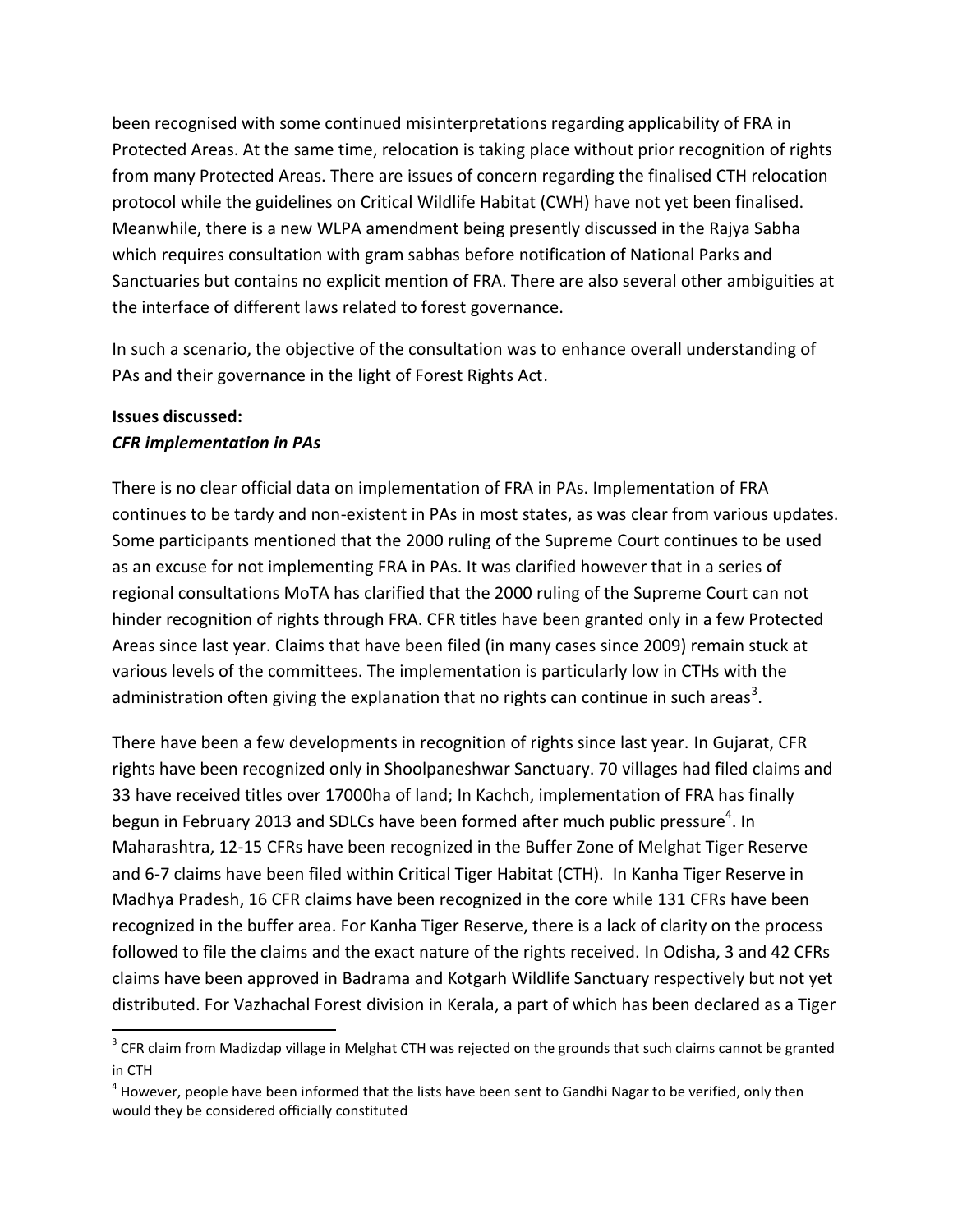been recognised with some continued misinterpretations regarding applicability of FRA in Protected Areas. At the same time, relocation is taking place without prior recognition of rights from many Protected Areas. There are issues of concern regarding the finalised CTH relocation protocol while the guidelines on Critical Wildlife Habitat (CWH) have not yet been finalised. Meanwhile, there is a new WLPA amendment being presently discussed in the Rajya Sabha which requires consultation with gram sabhas before notification of National Parks and Sanctuaries but contains no explicit mention of FRA. There are also several other ambiguities at the interface of different laws related to forest governance.

In such a scenario, the objective of the consultation was to enhance overall understanding of PAs and their governance in the light of Forest Rights Act.

**Issues discussed:**

***CFR implementation in PAs***

There is no clear official data on implementation of FRA in PAs. Implementation of FRA continues to be tardy and non-existent in PAs in most states, as was clear from various updates. Some participants mentioned that the 2000 ruling of the Supreme Court continues to be used as an excuse for not implementing FRA in PAs. It was clarified however that in a series of regional consultations MoTA has clarified that the 2000 ruling of the Supreme Court can not hinder recognition of rights through FRA. CFR titles have been granted only in a few Protected Areas since last year. Claims that have been filed (in many cases since 2009) remain stuck at various levels of the committees. The implementation is particularly low in CTHs with the administration often giving the explanation that no rights can continue in such areas[3].

There have been a few developments in recognition of rights since last year. In Gujarat, CFR rights have been recognized only in Shoolpaneshwar Sanctuary. 70 villages had filed claims and 33 have received titles over 17000ha of land; In Kachch, implementation of FRA has finally begun in February 2013 and SDLCs have been formed after much public pressure[4]. In Maharashtra, 12-15 CFRs have been recognized in the Buffer Zone of Melghat Tiger Reserve and 6-7 claims have been filed within Critical Tiger Habitat (CTH). In Kanha Tiger Reserve in Madhya Pradesh, 16 CFR claims have been recognized in the core while 131 CFRs have been recognized in the buffer area. For Kanha Tiger Reserve, there is a lack of clarity on the process followed to file the claims and the exact nature of the rights received. In Odisha, 3 and 42 CFRs claims have been approved in Badrama and Kotgarh Wildlife Sanctuary respectively but not yet distributed. For Vazhachal Forest division in Kerala, a part of which has been declared as a Tiger

[3] CFR claim from Madizdap village in Melghat CTH was rejected on the grounds that such claims cannot be granted in CTH

[4] However, people have been informed that the lists have been sent to Gandhi Nagar to be verified, only then would they be considered officially constituted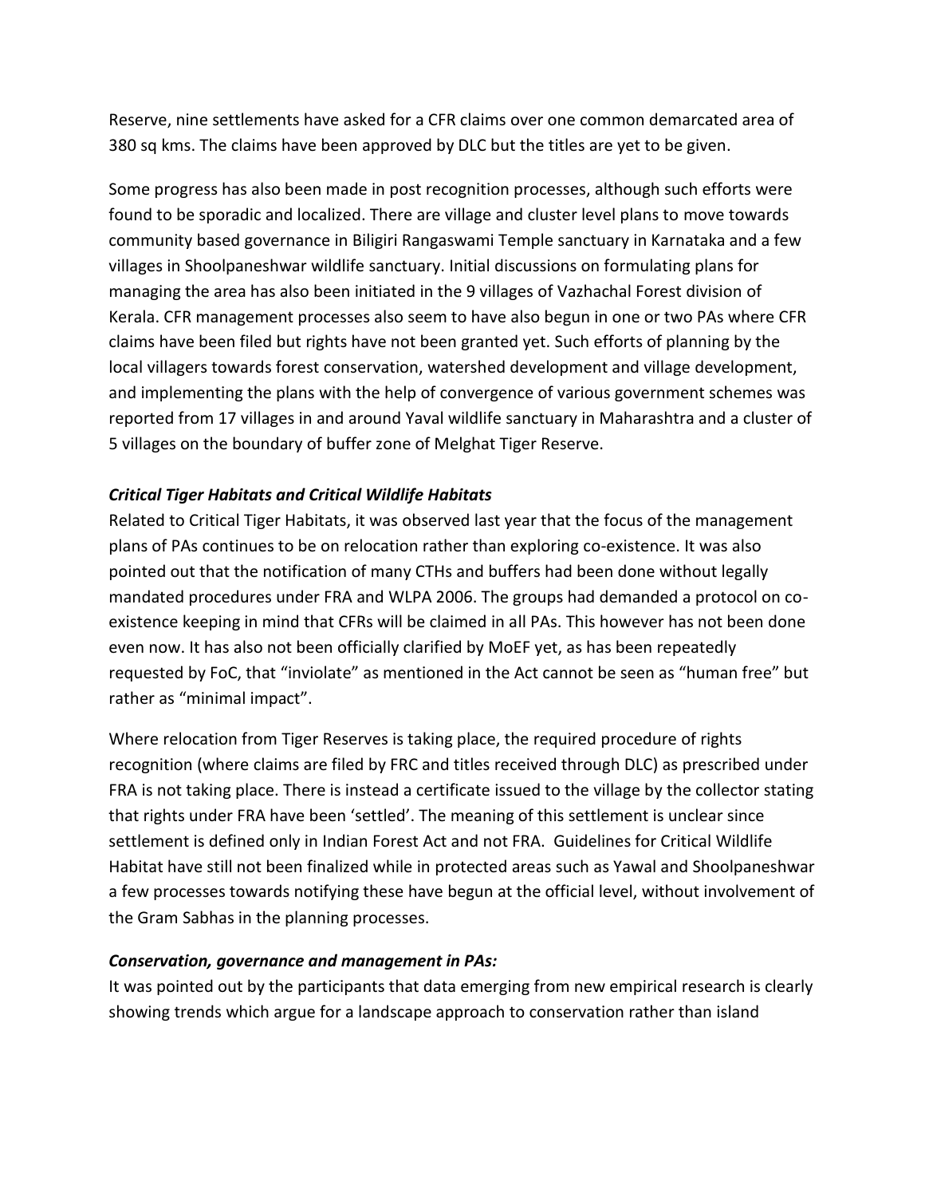Reserve, nine settlements have asked for a CFR claims over one common demarcated area of 380 sq kms. The claims have been approved by DLC but the titles are yet to be given.

Some progress has also been made in post recognition processes, although such efforts were found to be sporadic and localized. There are village and cluster level plans to move towards community based governance in Biligiri Rangaswami Temple sanctuary in Karnataka and a few villages in Shoolpaneshwar wildlife sanctuary. Initial discussions on formulating plans for managing the area has also been initiated in the 9 villages of Vazhachal Forest division of Kerala. CFR management processes also seem to have also begun in one or two PAs where CFR claims have been filed but rights have not been granted yet. Such efforts of planning by the local villagers towards forest conservation, watershed development and village development, and implementing the plans with the help of convergence of various government schemes was reported from 17 villages in and around Yaval wildlife sanctuary in Maharashtra and a cluster of 5 villages on the boundary of buffer zone of Melghat Tiger Reserve.

### *Critical Tiger Habitats and Critical Wildlife Habitats*

Related to Critical Tiger Habitats, it was observed last year that the focus of the management plans of PAs continues to be on relocation rather than exploring co-existence. It was also pointed out that the notification of many CTHs and buffers had been done without legally mandated procedures under FRA and WLPA 2006. The groups had demanded a protocol on co-existence keeping in mind that CFRs will be claimed in all PAs. This however has not been done even now. It has also not been officially clarified by MoEF yet, as has been repeatedly requested by FoC, that "inviolate" as mentioned in the Act cannot be seen as "human free" but rather as "minimal impact".

Where relocation from Tiger Reserves is taking place, the required procedure of rights recognition (where claims are filed by FRC and titles received through DLC) as prescribed under FRA is not taking place. There is instead a certificate issued to the village by the collector stating that rights under FRA have been 'settled'. The meaning of this settlement is unclear since settlement is defined only in Indian Forest Act and not FRA. Guidelines for Critical Wildlife Habitat have still not been finalized while in protected areas such as Yawal and Shoolpaneshwar a few processes towards notifying these have begun at the official level, without involvement of the Gram Sabhas in the planning processes.

### *Conservation, governance and management in PAs:*

It was pointed out by the participants that data emerging from new empirical research is clearly showing trends which argue for a landscape approach to conservation rather than island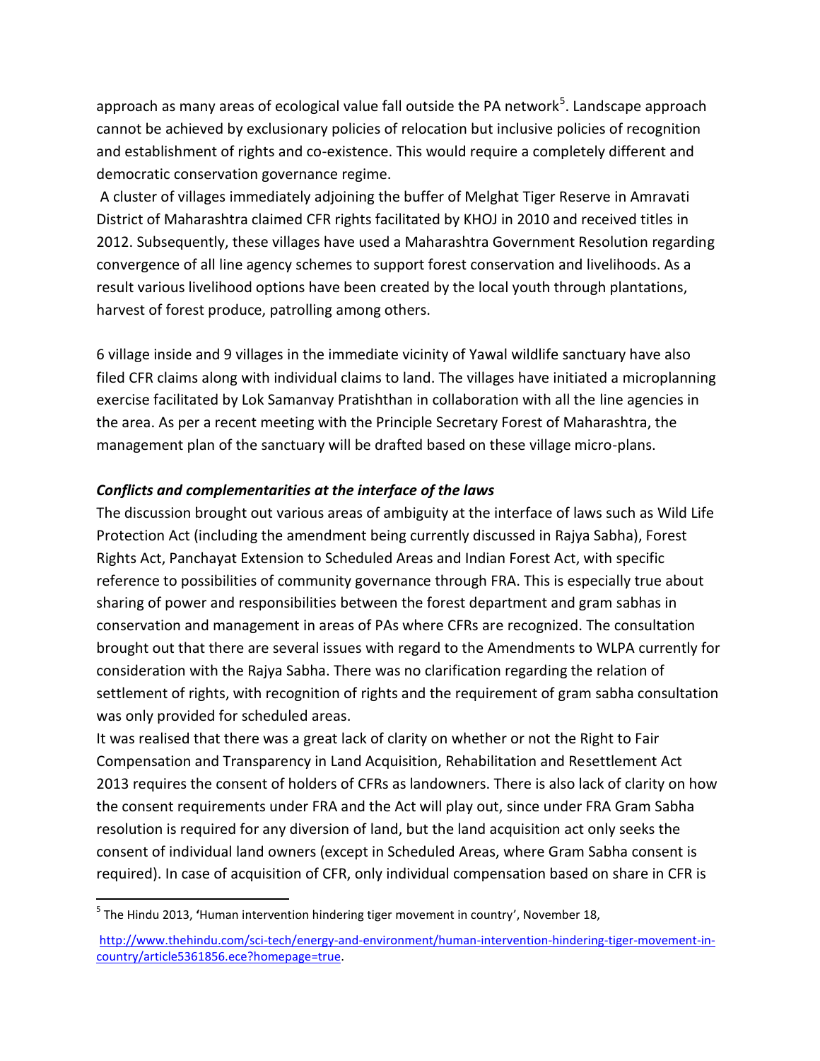approach as many areas of ecological value fall outside the PA network[5]. Landscape approach cannot be achieved by exclusionary policies of relocation but inclusive policies of recognition and establishment of rights and co-existence. This would require a completely different and democratic conservation governance regime.

A cluster of villages immediately adjoining the buffer of Melghat Tiger Reserve in Amravati District of Maharashtra claimed CFR rights facilitated by KHOJ in 2010 and received titles in 2012. Subsequently, these villages have used a Maharashtra Government Resolution regarding convergence of all line agency schemes to support forest conservation and livelihoods. As a result various livelihood options have been created by the local youth through plantations, harvest of forest produce, patrolling among others.

6 village inside and 9 villages in the immediate vicinity of Yawal wildlife sanctuary have also filed CFR claims along with individual claims to land. The villages have initiated a microplanning exercise facilitated by Lok Samanvay Pratishthan in collaboration with all the line agencies in the area. As per a recent meeting with the Principle Secretary Forest of Maharashtra, the management plan of the sanctuary will be drafted based on these village micro-plans.

### *Conflicts and complementarities at the interface of the laws*

The discussion brought out various areas of ambiguity at the interface of laws such as Wild Life Protection Act (including the amendment being currently discussed in Rajya Sabha), Forest Rights Act, Panchayat Extension to Scheduled Areas and Indian Forest Act, with specific reference to possibilities of community governance through FRA. This is especially true about sharing of power and responsibilities between the forest department and gram sabhas in conservation and management in areas of PAs where CFRs are recognized. The consultation brought out that there are several issues with regard to the Amendments to WLPA currently for consideration with the Rajya Sabha. There was no clarification regarding the relation of settlement of rights, with recognition of rights and the requirement of gram sabha consultation was only provided for scheduled areas.

It was realised that there was a great lack of clarity on whether or not the Right to Fair Compensation and Transparency in Land Acquisition, Rehabilitation and Resettlement Act 2013 requires the consent of holders of CFRs as landowners. There is also lack of clarity on how the consent requirements under FRA and the Act will play out, since under FRA Gram Sabha resolution is required for any diversion of land, but the land acquisition act only seeks the consent of individual land owners (except in Scheduled Areas, where Gram Sabha consent is required). In case of acquisition of CFR, only individual compensation based on share in CFR is

---

[5] The Hindu 2013, 'Human intervention hindering tiger movement in country', November 18, http://www.thehindu.com/sci-tech/energy-and-environment/human-intervention-hindering-tiger-movement-in-country/article5361856.ece?homepage=true.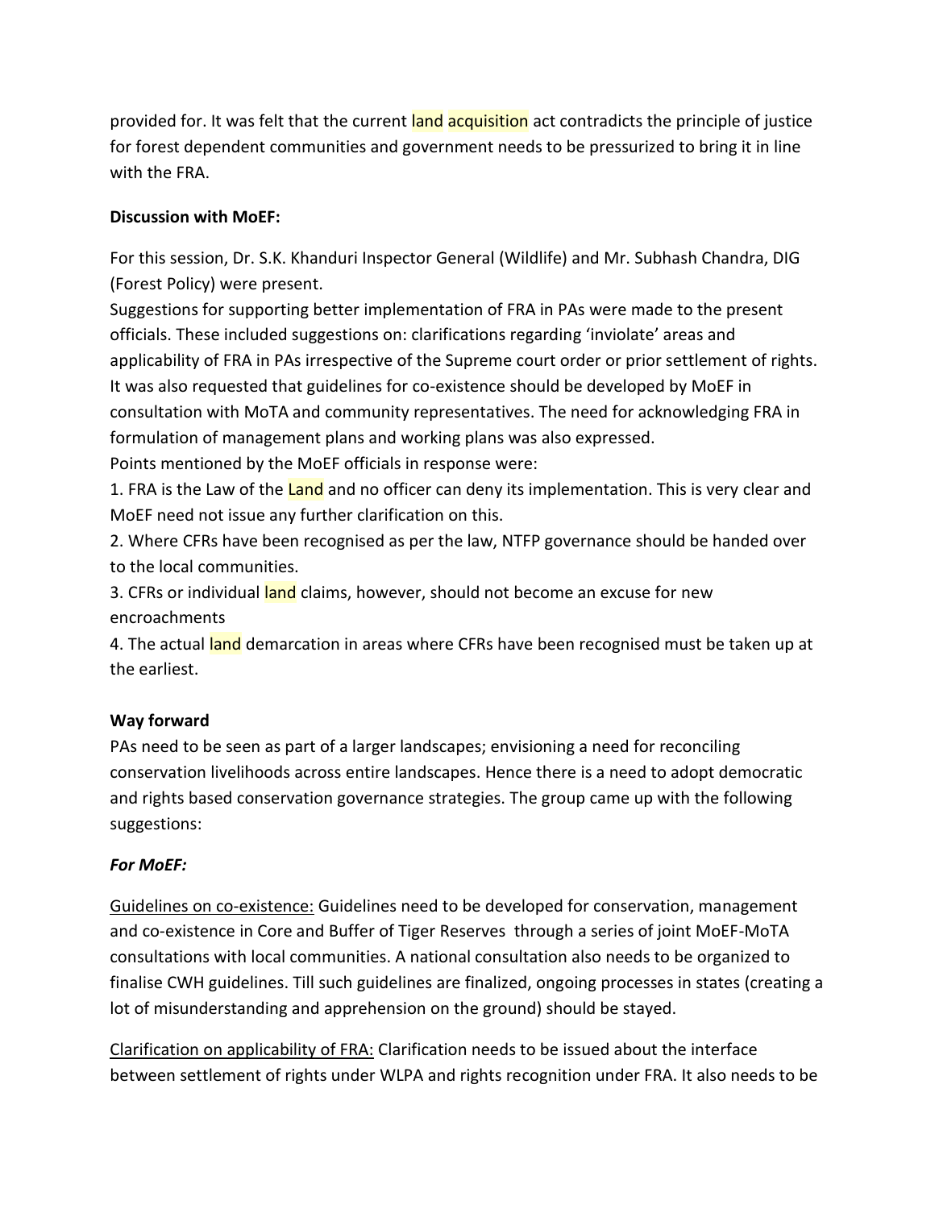provided for. It was felt that the current land acquisition act contradicts the principle of justice for forest dependent communities and government needs to be pressurized to bring it in line with the FRA.

**Discussion with MoEF:**

For this session, Dr. S.K. Khanduri Inspector General (Wildlife) and Mr. Subhash Chandra, DIG (Forest Policy) were present.

Suggestions for supporting better implementation of FRA in PAs were made to the present officials. These included suggestions on: clarifications regarding 'inviolate' areas and applicability of FRA in PAs irrespective of the Supreme court order or prior settlement of rights. It was also requested that guidelines for co-existence should be developed by MoEF in consultation with MoTA and community representatives. The need for acknowledging FRA in formulation of management plans and working plans was also expressed.

Points mentioned by the MoEF officials in response were:

1. FRA is the Law of the Land and no officer can deny its implementation. This is very clear and MoEF need not issue any further clarification on this.
2. Where CFRs have been recognised as per the law, NTFP governance should be handed over to the local communities.
3. CFRs or individual land claims, however, should not become an excuse for new encroachments
4. The actual land demarcation in areas where CFRs have been recognised must be taken up at the earliest.

**Way forward**

PAs need to be seen as part of a larger landscapes; envisioning a need for reconciling conservation livelihoods across entire landscapes. Hence there is a need to adopt democratic and rights based conservation governance strategies. The group came up with the following suggestions:

***For MoEF:***

<u>Guidelines on co-existence:</u> Guidelines need to be developed for conservation, management and co-existence in Core and Buffer of Tiger Reserves through a series of joint MoEF-MoTA consultations with local communities. A national consultation also needs to be organized to finalise CWH guidelines. Till such guidelines are finalized, ongoing processes in states (creating a lot of misunderstanding and apprehension on the ground) should be stayed.

<u>Clarification on applicability of FRA:</u> Clarification needs to be issued about the interface between settlement of rights under WLPA and rights recognition under FRA. It also needs to be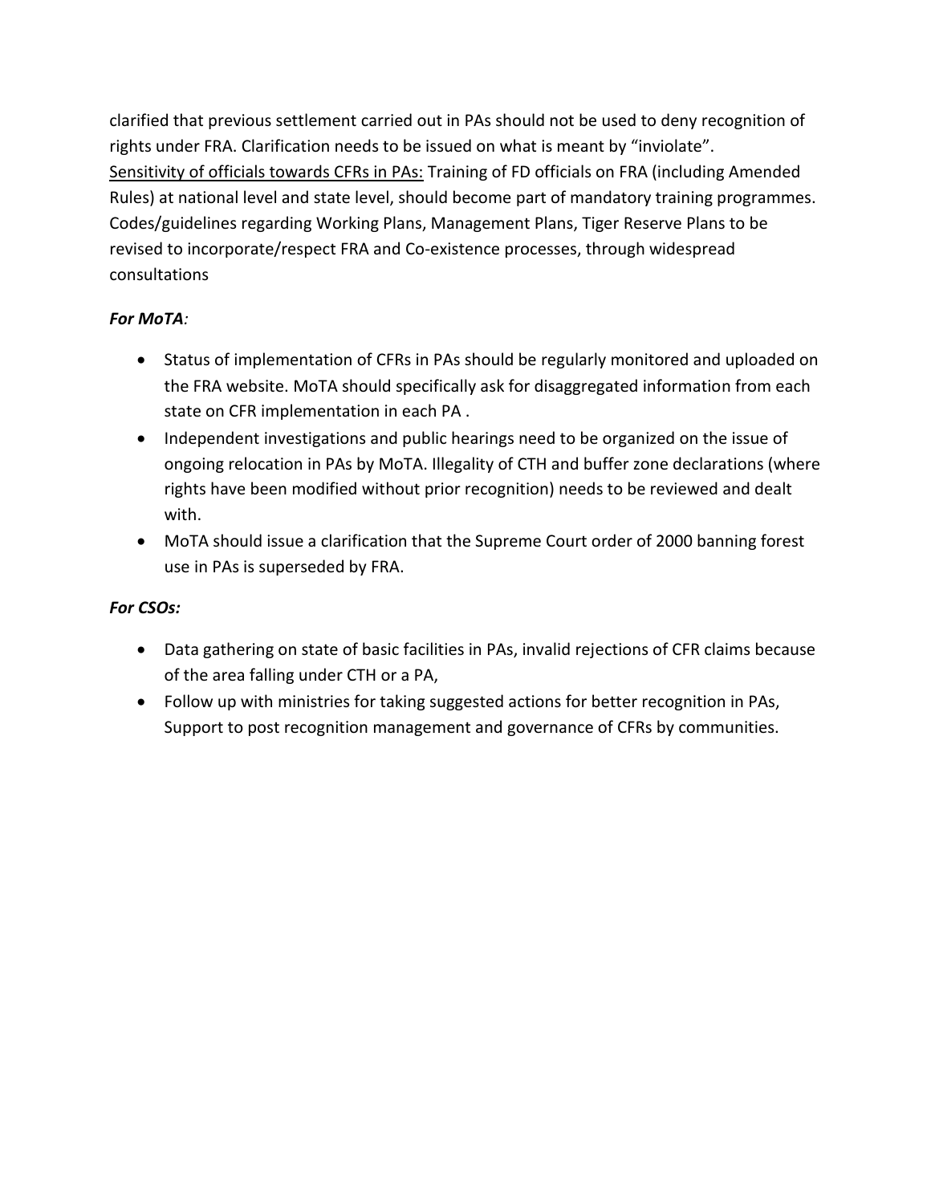clarified that previous settlement carried out in PAs should not be used to deny recognition of rights under FRA. Clarification needs to be issued on what is meant by "inviolate".
<u>Sensitivity of officials towards CFRs in PAs:</u> Training of FD officials on FRA (including Amended Rules) at national level and state level, should become part of mandatory training programmes. Codes/guidelines regarding Working Plans, Management Plans, Tiger Reserve Plans to be revised to incorporate/respect FRA and Co-existence processes, through widespread consultations

***For MoTA:***

- Status of implementation of CFRs in PAs should be regularly monitored and uploaded on the FRA website. MoTA should specifically ask for disaggregated information from each state on CFR implementation in each PA .
- Independent investigations and public hearings need to be organized on the issue of ongoing relocation in PAs by MoTA. Illegality of CTH and buffer zone declarations (where rights have been modified without prior recognition) needs to be reviewed and dealt with.
- MoTA should issue a clarification that the Supreme Court order of 2000 banning forest use in PAs is superseded by FRA.

***For CSOs:***

- Data gathering on state of basic facilities in PAs, invalid rejections of CFR claims because of the area falling under CTH or a PA,
- Follow up with ministries for taking suggested actions for better recognition in PAs, Support to post recognition management and governance of CFRs by communities.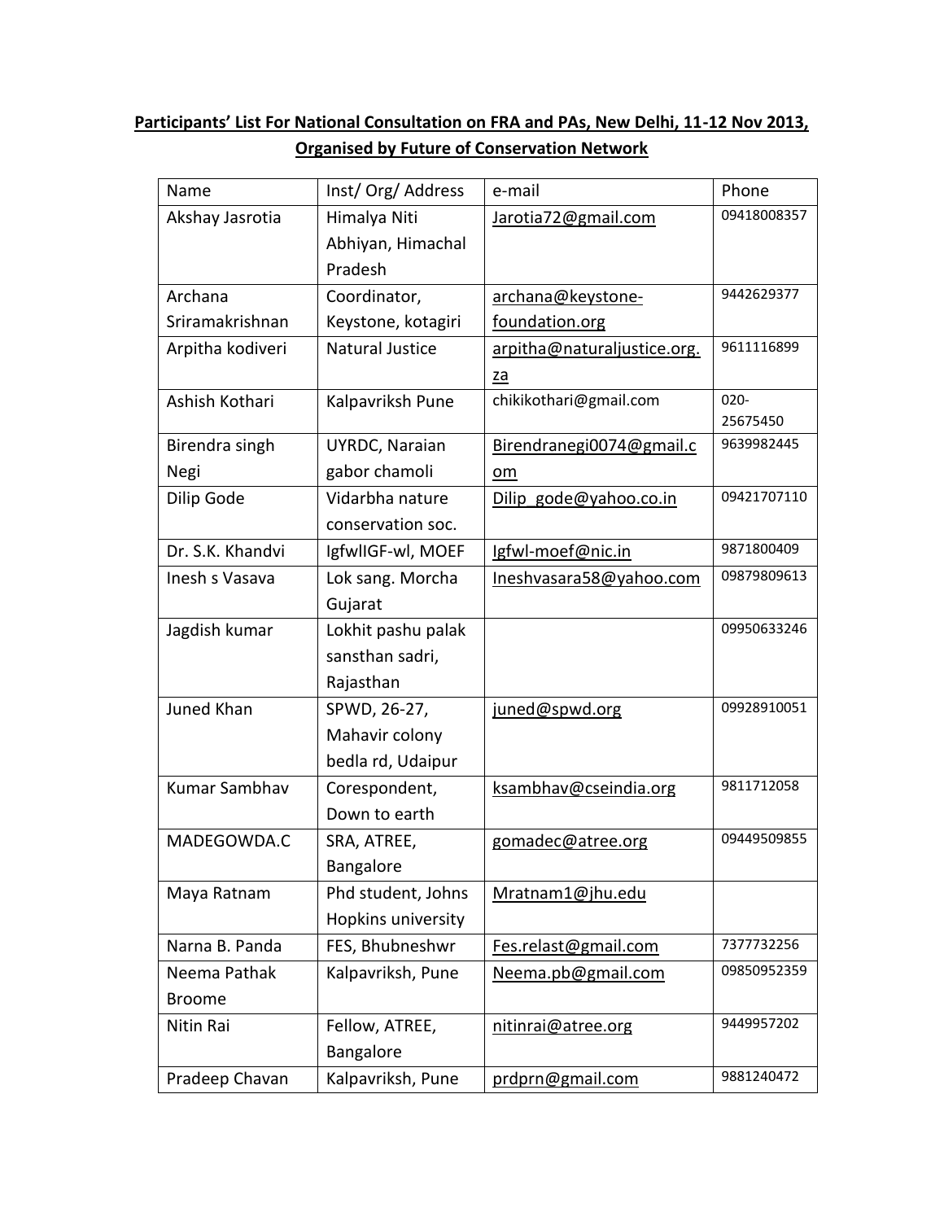**Participants' List For National Consultation on FRA and PAs, New Delhi, 11-12 Nov 2013, Organised by Future of Conservation Network**

| Name | Inst/ Org/ Address | e-mail | Phone |
|---|---|---|---|
| Akshay Jasrotia | Himalya Niti Abhiyan, Himachal Pradesh | Jarotia72@gmail.com | 09418008357 |
| Archana Sriramakrishnan | Coordinator, Keystone, kotagiri | archana@keystone-foundation.org | 9442629377 |
| Arpitha kodiveri | Natural Justice | arpitha@naturaljustice.org.za | 9611116899 |
| Ashish Kothari | Kalpavriksh Pune | chikikothari@gmail.com | 020-25675450 |
| Birendra singh Negi | UYRDC, Naraian gabor chamoli | Birendranegi0074@gmail.com | 9639982445 |
| Dilip Gode | Vidarbha nature conservation soc. | Dilip_gode@yahoo.co.in | 09421707110 |
| Dr. S.K. Khandvi | IgfwlIGF-wl, MOEF | Igfwl-moef@nic.in | 9871800409 |
| Inesh s Vasava | Lok sang. Morcha Gujarat | Ineshvasara58@yahoo.com | 09879809613 |
| Jagdish kumar | Lokhit pashu palak sansthan sadri, Rajasthan | | 09950633246 |
| Juned Khan | SPWD, 26-27, Mahavir colony bedla rd, Udaipur | juned@spwd.org | 09928910051 |
| Kumar Sambhav | Corespondent, Down to earth | ksambhav@cseindia.org | 9811712058 |
| MADEGOWDA.C | SRA, ATREE, Bangalore | gomadec@atree.org | 09449509855 |
| Maya Ratnam | Phd student, Johns Hopkins university | Mratnam1@jhu.edu | |
| Narna B. Panda | FES, Bhubneshwr | Fes.relast@gmail.com | 7377732256 |
| Neema Pathak Broome | Kalpavriksh, Pune | Neema.pb@gmail.com | 09850952359 |
| Nitin Rai | Fellow, ATREE, Bangalore | nitinrai@atree.org | 9449957202 |
| Pradeep Chavan | Kalpavriksh, Pune | prdprn@gmail.com | 9881240472 |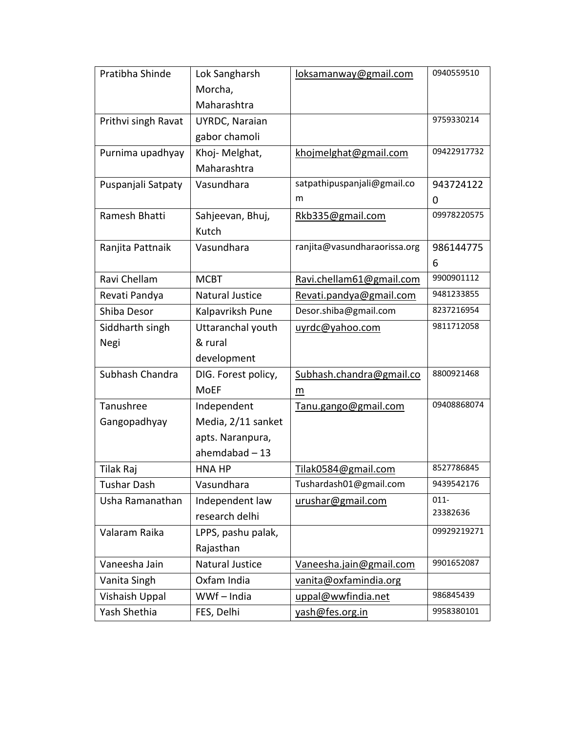| | | | |
|---|---|---|---|
| Pratibha Shinde | Lok Sangharsh Morcha, Maharashtra | loksamanway@gmail.com | 0940559510 |
| Prithvi singh Ravat | UYRDC, Naraian gabor chamoli | | 9759330214 |
| Purnima upadhyay | Khoj- Melghat, Maharashtra | khojmelghat@gmail.com | 09422917732 |
| Puspanjali Satpaty | Vasundhara | satpathipuspanjali@gmail.com | 9437241220 |
| Ramesh Bhatti | Sahjeevan, Bhuj, Kutch | Rkb335@gmail.com | 09978220575 |
| Ranjita Pattnaik | Vasundhara | ranjita@vasundharaorissa.org | 9861447756 |
| Ravi Chellam | MCBT | Ravi.chellam61@gmail.com | 9900901112 |
| Revati Pandya | Natural Justice | Revati.pandya@gmail.com | 9481233855 |
| Shiba Desor | Kalpavriksh Pune | Desor.shiba@gmail.com | 8237216954 |
| Siddharth singh Negi | Uttaranchal youth & rural development | uyrdc@yahoo.com | 9811712058 |
| Subhash Chandra | DIG. Forest policy, MoEF | Subhash.chandra@gmail.com | 8800921468 |
| Tanushree Gangopadhyay | Independent Media, 2/11 sanket apts. Naranpura, ahemdabad – 13 | Tanu.gango@gmail.com | 09408868074 |
| Tilak Raj | HNA HP | Tilak0584@gmail.com | 8527786845 |
| Tushar Dash | Vasundhara | Tushardash01@gmail.com | 9439542176 |
| Usha Ramanathan | Independent law research delhi | urushar@gmail.com | 011-23382636 |
| Valaram Raika | LPPS, pashu palak, Rajasthan | | 09929219271 |
| Vaneesha Jain | Natural Justice | Vaneesha.jain@gmail.com | 9901652087 |
| Vanita Singh | Oxfam India | vanita@oxfamindia.org | |
| Vishaish Uppal | WWf – India | uppal@wwfindia.net | 986845439 |
| Yash Shethia | FES, Delhi | yash@fes.org.in | 9958380101 |